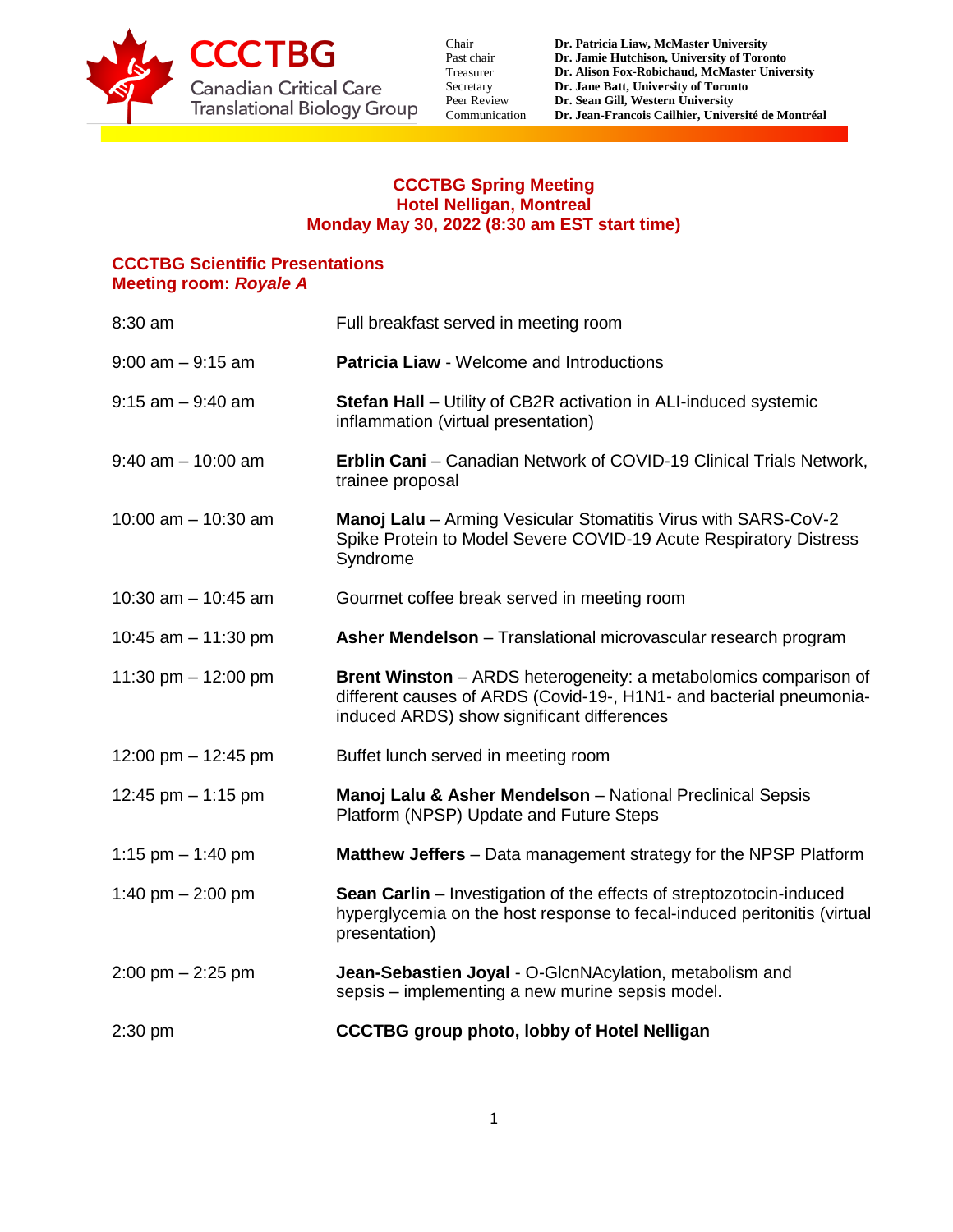**CCCTBG**
Canadian Critical Care Translational Biology Group

| | |
|---|---|
| Chair | **Dr. Patricia Liaw, McMaster University** |
| Past chair | **Dr. Jamie Hutchison, University of Toronto** |
| Treasurer | **Dr. Alison Fox-Robichaud, McMaster University** |
| Secretary | **Dr. Jane Batt, University of Toronto** |
| Peer Review | **Dr. Sean Gill, Western University** |
| Communication | **Dr. Jean-Francois Cailhier, Université de Montréal** |

# CCCTBG Spring Meeting
## Hotel Nelligan, Montreal
## Monday May 30, 2022 (8:30 am EST start time)

### CCCTBG Scientific Presentations
### Meeting room: *Royale A*

| | |
|---|---|
| 8:30 am | Full breakfast served in meeting room |
| 9:00 am – 9:15 am | **Patricia Liaw** - Welcome and Introductions |
| 9:15 am – 9:40 am | **Stefan Hall** – Utility of CB2R activation in ALI-induced systemic inflammation (virtual presentation) |
| 9:40 am – 10:00 am | **Erblin Cani** – Canadian Network of COVID-19 Clinical Trials Network, trainee proposal |
| 10:00 am – 10:30 am | **Manoj Lalu** – Arming Vesicular Stomatitis Virus with SARS-CoV-2 Spike Protein to Model Severe COVID-19 Acute Respiratory Distress Syndrome |
| 10:30 am – 10:45 am | Gourmet coffee break served in meeting room |
| 10:45 am – 11:30 pm | **Asher Mendelson** – Translational microvascular research program |
| 11:30 pm – 12:00 pm | **Brent Winston** – ARDS heterogeneity: a metabolomics comparison of different causes of ARDS (Covid-19-, H1N1- and bacterial pneumonia-induced ARDS) show significant differences |
| 12:00 pm – 12:45 pm | Buffet lunch served in meeting room |
| 12:45 pm – 1:15 pm | **Manoj Lalu & Asher Mendelson** – National Preclinical Sepsis Platform (NPSP) Update and Future Steps |
| 1:15 pm – 1:40 pm | **Matthew Jeffers** – Data management strategy for the NPSP Platform |
| 1:40 pm – 2:00 pm | **Sean Carlin** – Investigation of the effects of streptozotocin-induced hyperglycemia on the host response to fecal-induced peritonitis (virtual presentation) |
| 2:00 pm – 2:25 pm | **Jean-Sebastien Joyal** - O-GlcnNAcylation, metabolism and sepsis – implementing a new murine sepsis model. |
| 2:30 pm | **CCCTBG group photo, lobby of Hotel Nelligan** |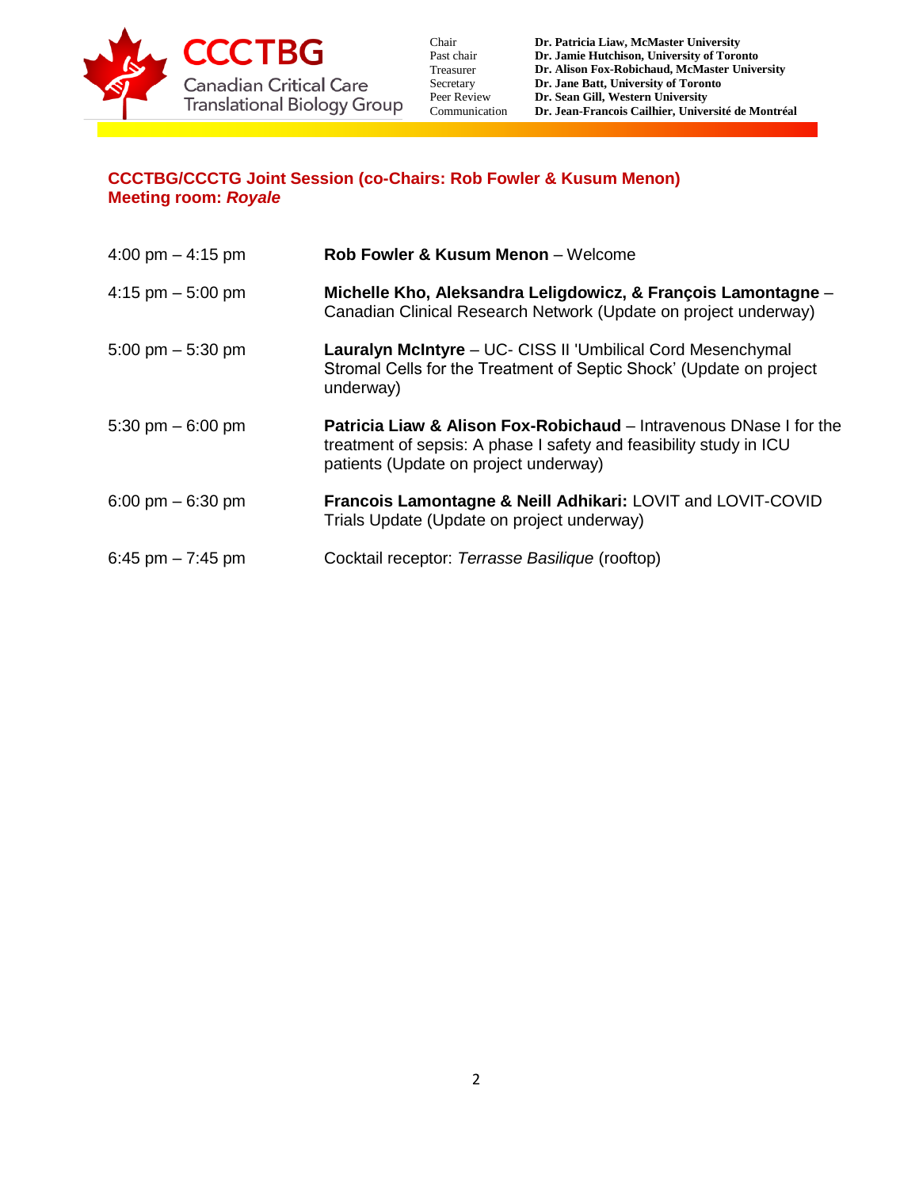CCCTBG

Canadian Critical Care Translational Biology Group

| | |
|---|---|
| Chair | **Dr. Patricia Liaw, McMaster University** |
| Past chair | **Dr. Jamie Hutchison, University of Toronto** |
| Treasurer | **Dr. Alison Fox-Robichaud, McMaster University** |
| Secretary | **Dr. Jane Batt, University of Toronto** |
| Peer Review | **Dr. Sean Gill, Western University** |
| Communication | **Dr. Jean-Francois Cailhier, Université de Montréal** |

## CCCTBG/CCCTG Joint Session (co-Chairs: Rob Fowler & Kusum Menon)
**Meeting room: *Royale***

| | |
|---|---|
| 4:00 pm – 4:15 pm | **Rob Fowler & Kusum Menon** – Welcome |
| 4:15 pm – 5:00 pm | **Michelle Kho, Aleksandra Leligdowicz, & François Lamontagne** – Canadian Clinical Research Network (Update on project underway) |
| 5:00 pm – 5:30 pm | **Lauralyn McIntyre** – UC- CISS II 'Umbilical Cord Mesenchymal Stromal Cells for the Treatment of Septic Shock' (Update on project underway) |
| 5:30 pm – 6:00 pm | **Patricia Liaw & Alison Fox-Robichaud** – Intravenous DNase I for the treatment of sepsis: A phase I safety and feasibility study in ICU patients (Update on project underway) |
| 6:00 pm – 6:30 pm | **Francois Lamontagne & Neill Adhikari:** LOVIT and LOVIT-COVID Trials Update (Update on project underway) |
| 6:45 pm – 7:45 pm | Cocktail receptor: *Terrasse Basilique* (rooftop) |